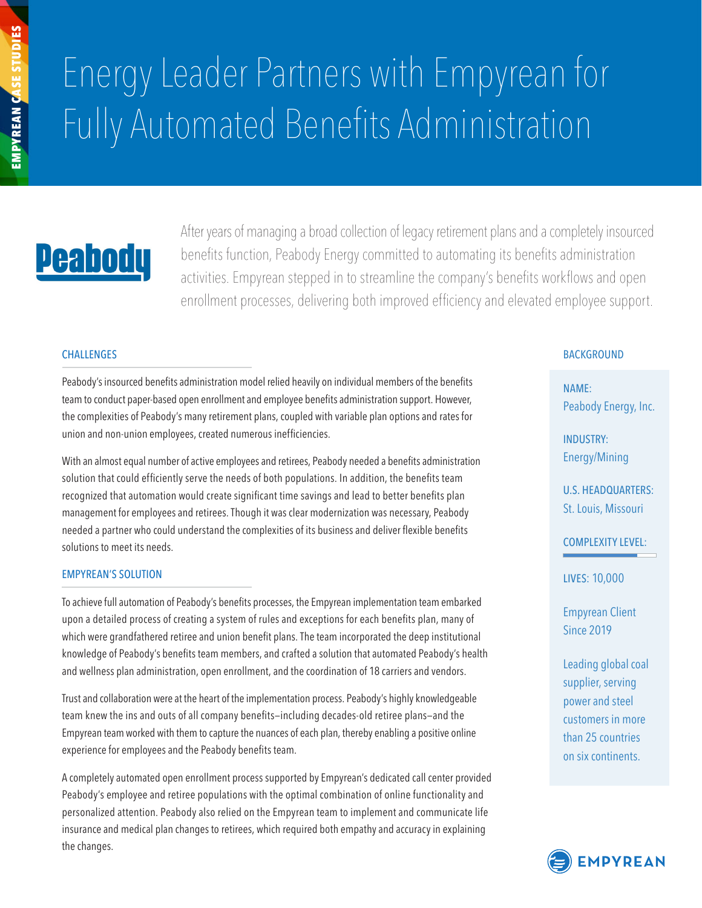# Energy Leader Partners with Empyrean for Fully Automated Benefits Administration

After years of managing a broad collection of legacy retirement plans and a completely insourced benefits function, Peabody Energy committed to automating its benefits administration activities. Empyrean stepped in to streamline the company's benefits workflows and open enrollment processes, delivering both improved efficiency and elevated employee support.

## CHALLENGES

Peabody's insourced benefits administration model relied heavily on individual members of the benefits team to conduct paper-based open enrollment and employee benefits administration support. However, the complexities of Peabody's many retirement plans, coupled with variable plan options and rates for union and non-union employees, created numerous inefficiencies.

With an almost equal number of active employees and retirees, Peabody needed a benefits administration solution that could efficiently serve the needs of both populations. In addition, the benefits team recognized that automation would create significant time savings and lead to better benefits plan management for employees and retirees. Though it was clear modernization was necessary, Peabody needed a partner who could understand the complexities of its business and deliver flexible benefits solutions to meet its needs.

## EMPYREAN'S SOLUTION

To achieve full automation of Peabody's benefits processes, the Empyrean implementation team embarked upon a detailed process of creating a system of rules and exceptions for each benefits plan, many of which were grandfathered retiree and union benefit plans. The team incorporated the deep institutional knowledge of Peabody's benefits team members, and crafted a solution that automated Peabody's health and wellness plan administration, open enrollment, and the coordination of 18 carriers and vendors.

Trust and collaboration were at the heart of the implementation process. Peabody's highly knowledgeable team knew the ins and outs of all company benefits—including decades-old retiree plans—and the Empyrean team worked with them to capture the nuances of each plan, thereby enabling a positive online experience for employees and the Peabody benefits team.

A completely automated open enrollment process supported by Empyrean's dedicated call center provided Peabody's employee and retiree populations with the optimal combination of online functionality and personalized attention. Peabody also relied on the Empyrean team to implement and communicate life insurance and medical plan changes to retirees, which required both empathy and accuracy in explaining the changes.

## BACKGROUND

NAME:
Peabody Energy, Inc.

INDUSTRY:
Energy/Mining

U.S. HEADQUARTERS:
St. Louis, Missouri

COMPLEXITY LEVEL:

LIVES: 10,000

Empyrean Client Since 2019

Leading global coal supplier, serving power and steel customers in more than 25 countries on six continents.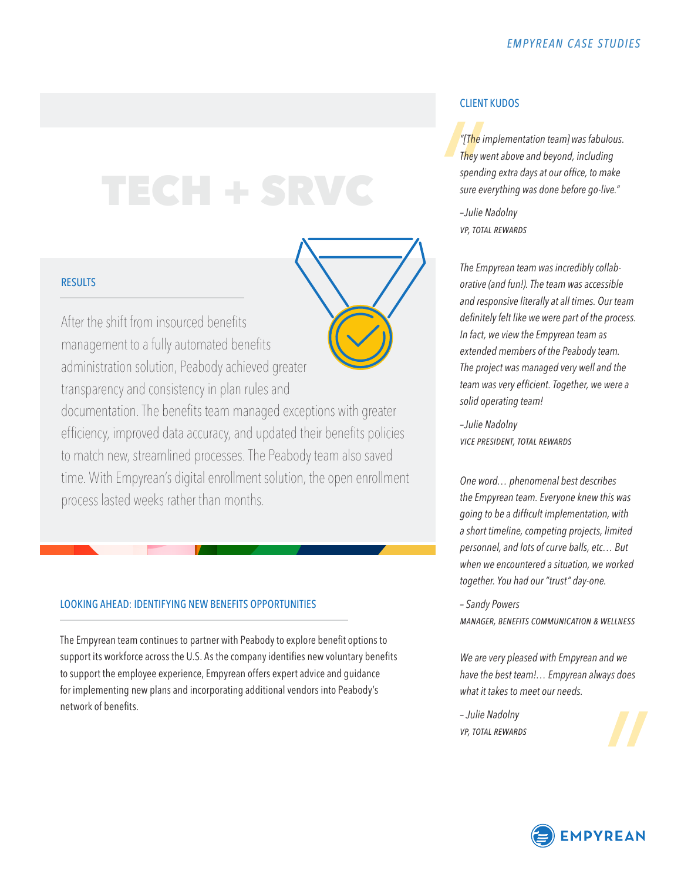# TECH + SRVC

## RESULTS

After the shift from insourced benefits management to a fully automated benefits administration solution, Peabody achieved greater transparency and consistency in plan rules and documentation. The benefits team managed exceptions with greater efficiency, improved data accuracy, and updated their benefits policies to match new, streamlined processes. The Peabody team also saved time. With Empyrean's digital enrollment solution, the open enrollment process lasted weeks rather than months.

## LOOKING AHEAD: IDENTIFYING NEW BENEFITS OPPORTUNITIES

The Empyrean team continues to partner with Peabody to explore benefit options to support its workforce across the U.S. As the company identifies new voluntary benefits to support the employee experience, Empyrean offers expert advice and guidance for implementing new plans and incorporating additional vendors into Peabody's network of benefits.

## CLIENT KUDOS

*"[The implementation team] was fabulous. They went above and beyond, including spending extra days at our office, to make sure everything was done before go-live."*

*–Julie Nadolny*
*VP, TOTAL REWARDS*

*The Empyrean team was incredibly collaborative (and fun!). The team was accessible and responsive literally at all times. Our team definitely felt like we were part of the process. In fact, we view the Empyrean team as extended members of the Peabody team. The project was managed very well and the team was very efficient. Together, we were a solid operating team!*

*–Julie Nadolny*
*VICE PRESIDENT, TOTAL REWARDS*

*One word… phenomenal best describes the Empyrean team. Everyone knew this was going to be a difficult implementation, with a short timeline, competing projects, limited personnel, and lots of curve balls, etc… But when we encountered a situation, we worked together. You had our "trust" day-one.*

*– Sandy Powers*
*MANAGER, BENEFITS COMMUNICATION & WELLNESS*

*We are very pleased with Empyrean and we have the best team!… Empyrean always does what it takes to meet our needs.*

*– Julie Nadolny*
*VP, TOTAL REWARDS*

EMPYREAN